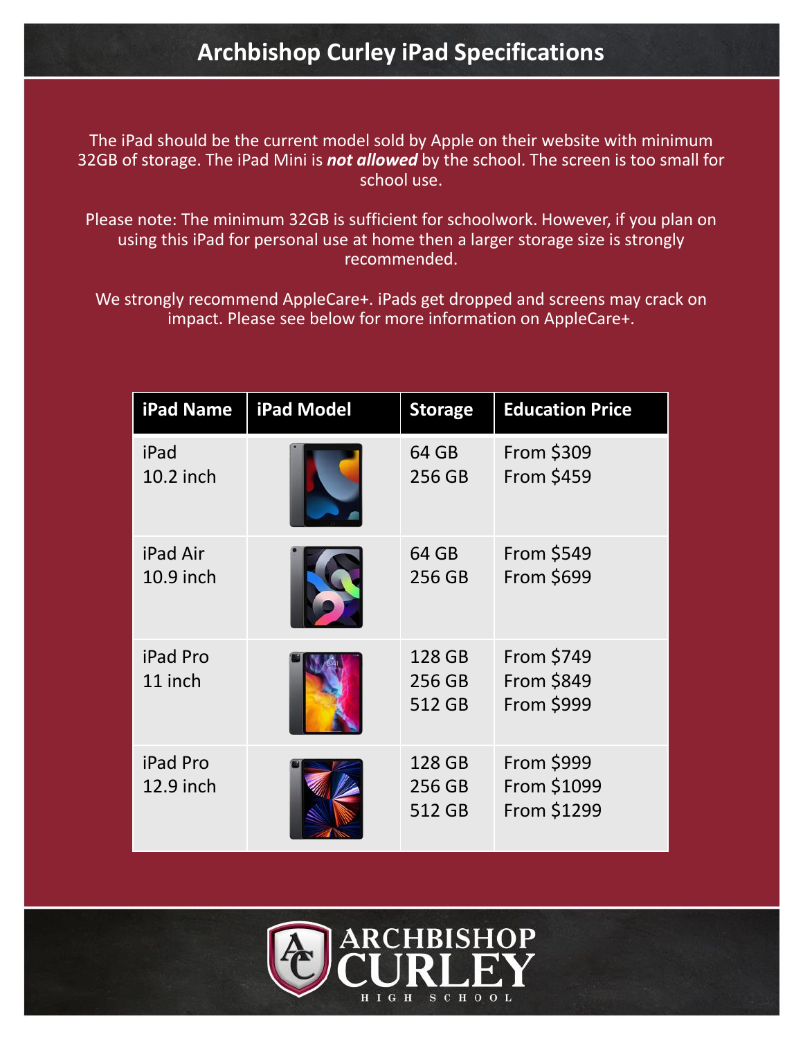# Archbishop Curley iPad Specifications

The iPad should be the current model sold by Apple on their website with minimum 32GB of storage. The iPad Mini is ***not allowed*** by the school. The screen is too small for school use.

Please note: The minimum 32GB is sufficient for schoolwork. However, if you plan on using this iPad for personal use at home then a larger storage size is strongly recommended.

We strongly recommend AppleCare+. iPads get dropped and screens may crack on impact. Please see below for more information on AppleCare+.

| iPad Name | iPad Model | Storage | Education Price |
| --- | --- | --- | --- |
| iPad 10.2 inch | | 64 GB<br>256 GB | From $309<br>From $459 |
| iPad Air 10.9 inch | | 64 GB<br>256 GB | From $549<br>From $699 |
| iPad Pro 11 inch | | 128 GB<br>256 GB<br>512 GB | From $749<br>From $849<br>From $999 |
| iPad Pro 12.9 inch | | 128 GB<br>256 GB<br>512 GB | From $999<br>From $1099<br>From $1299 |

ARCHBISHOP CURLEY HIGH SCHOOL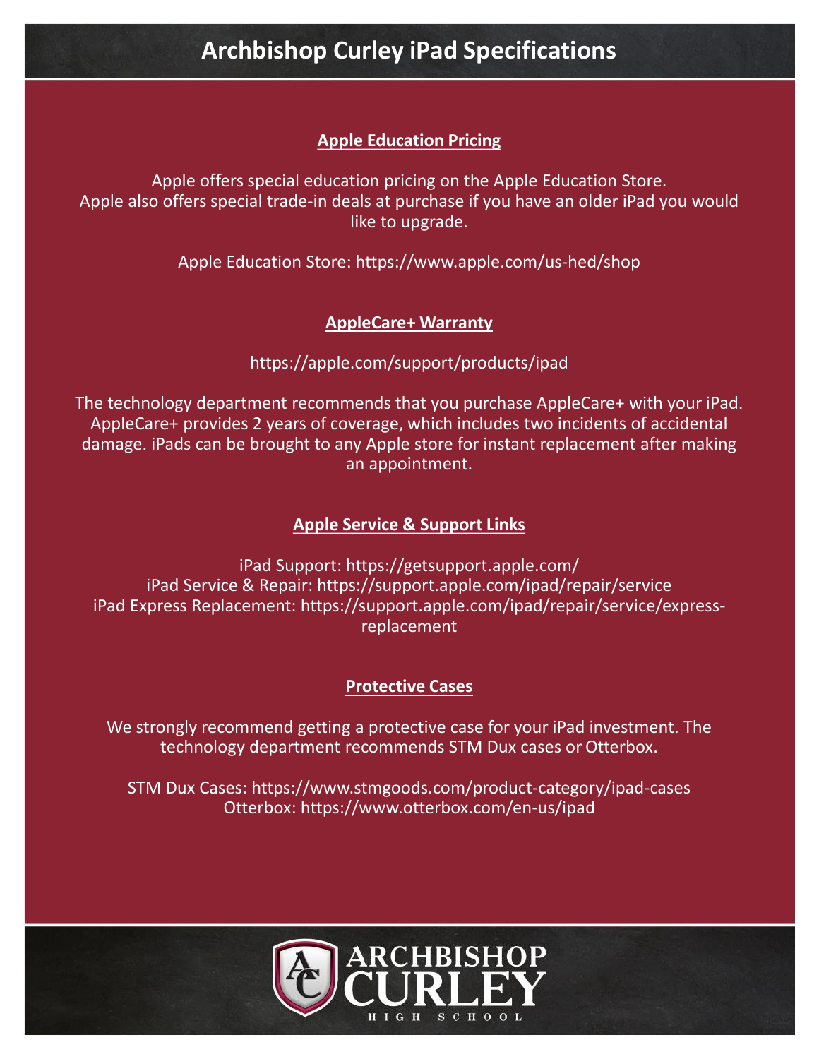# Archbishop Curley iPad Specifications

## Apple Education Pricing

Apple offers special education pricing on the Apple Education Store.
Apple also offers special trade-in deals at purchase if you have an older iPad you would like to upgrade.

Apple Education Store: https://www.apple.com/us-hed/shop

## AppleCare+ Warranty

https://apple.com/support/products/ipad

The technology department recommends that you purchase AppleCare+ with your iPad. AppleCare+ provides 2 years of coverage, which includes two incidents of accidental damage. iPads can be brought to any Apple store for instant replacement after making an appointment.

## Apple Service & Support Links

iPad Support: https://getsupport.apple.com/
iPad Service & Repair: https://support.apple.com/ipad/repair/service
iPad Express Replacement: https://support.apple.com/ipad/repair/service/express-replacement

## Protective Cases

We strongly recommend getting a protective case for your iPad investment. The technology department recommends STM Dux cases or Otterbox.

STM Dux Cases: https://www.stmgoods.com/product-category/ipad-cases
Otterbox: https://www.otterbox.com/en-us/ipad

ARCHBISHOP CURLEY HIGH SCHOOL